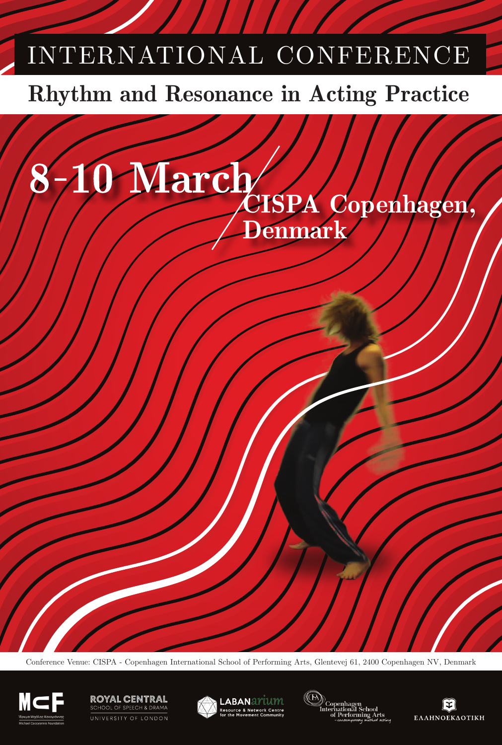# INTERNATIONAL CONFERENCE

## Rhythm and Resonance in Acting Practice

**8-10 March**

**CISPA Copenhagen, Denmark**

Conference Venue: CISPA - Copenhagen International School of Performing Arts, Glentevej 61, 2400 Copenhagen NV, Denmark

MCF – Ίδρυμα Μιχάλης Κακογιάννης – Michael Cacoyannis Foundation

ROYAL CENTRAL SCHOOL OF SPEECH & DRAMA – UNIVERSITY OF LONDON

LABANarium – Resource & Network Centre for the Movement Community

Copenhagen International School of Performing Arts – contemporary method acting

ΕΛΛΗΝΟΕΚΔΟΤΙΚΗ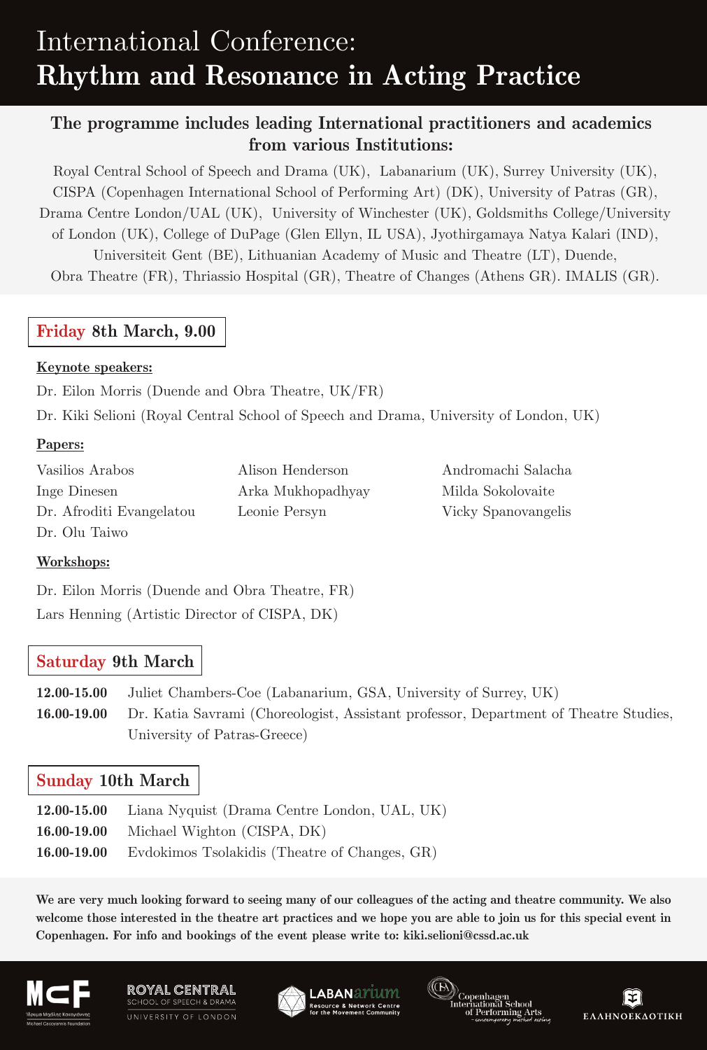# International Conference: Rhythm and Resonance in Acting Practice

## The programme includes leading International practitioners and academics from various Institutions:

Royal Central School of Speech and Drama (UK), Labanarium (UK), Surrey University (UK), CISPA (Copenhagen International School of Performing Art) (DK), University of Patras (GR), Drama Centre London/UAL (UK), University of Winchester (UK), Goldsmiths College/University of London (UK), College of DuPage (Glen Ellyn, IL USA), Jyothirgamaya Natya Kalari (IND), Universiteit Gent (BE), Lithuanian Academy of Music and Theatre (LT), Duende, Obra Theatre (FR), Thriassio Hospital (GR), Theatre of Changes (Athens GR). IMALIS (GR).

## Friday 8th March, 9.00

**Keynote speakers:**

Dr. Eilon Morris (Duende and Obra Theatre, UK/FR)

Dr. Kiki Selioni (Royal Central School of Speech and Drama, University of London, UK)

**Papers:**

Vasilios Arabos
Inge Dinesen
Dr. Afroditi Evangelatou
Dr. Olu Taiwo
Alison Henderson
Arka Mukhopadhyay
Leonie Persyn
Andromachi Salacha
Milda Sokolovaite
Vicky Spanovangelis

**Workshops:**

Dr. Eilon Morris (Duende and Obra Theatre, FR)

Lars Henning (Artistic Director of CISPA, DK)

## Saturday 9th March

**12.00-15.00** Juliet Chambers-Coe (Labanarium, GSA, University of Surrey, UK)

**16.00-19.00** Dr. Katia Savrami (Choreologist, Assistant professor, Department of Theatre Studies, University of Patras-Greece)

## Sunday 10th March

**12.00-15.00** Liana Nyquist (Drama Centre London, UAL, UK)

**16.00-19.00** Michael Wighton (CISPA, DK)

**16.00-19.00** Evdokimos Tsolakidis (Theatre of Changes, GR)

**We are very much looking forward to seeing many of our colleagues of the acting and theatre community. We also welcome those interested in the theatre art practices and we hope you are able to join us for this special event in Copenhagen. For info and bookings of the event please write to: kiki.selioni@cssd.ac.uk**

MCF Ίδρυμα Μιχάλης Κακογιάννης Michael Cacoyannis Foundation

ROYAL CENTRAL SCHOOL OF SPEECH & DRAMA UNIVERSITY OF LONDON

LABANarium Resource & Network Centre for the Movement Community

Copenhagen International School of Performing Arts – contemporary method acting

ΕΛΛΗΝΟΕΚΔΟΤΙΚΗ